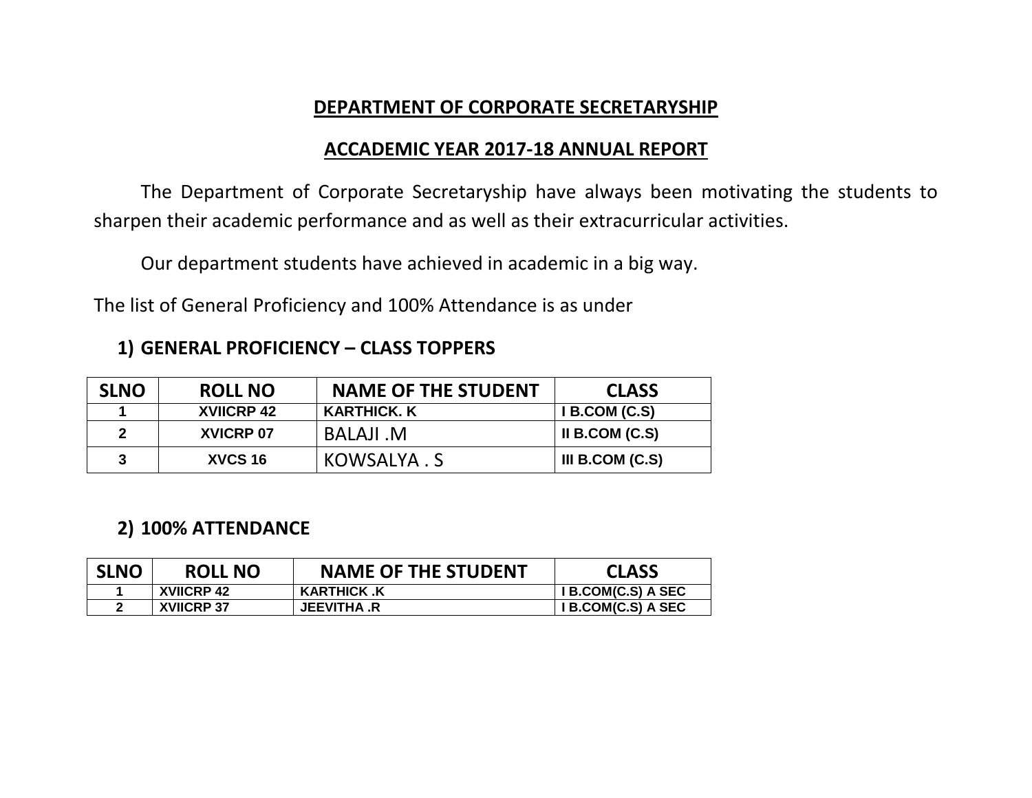## DEPARTMENT OF CORPORATE SECRETARYSHIP

## ACCADEMIC YEAR 2017-18 ANNUAL REPORT

The Department of Corporate Secretaryship have always been motivating the students to sharpen their academic performance and as well as their extracurricular activities.

Our department students have achieved in academic in a big way.

The list of General Proficiency and 100% Attendance is as under

### 1) GENERAL PROFICIENCY – CLASS TOPPERS

| SLNO | ROLL NO | NAME OF THE STUDENT | CLASS |
|---|---|---|---|
| 1 | XVIICRP 42 | KARTHICK. K | I B.COM (C.S) |
| 2 | XVICRP 07 | BALAJI .M | II B.COM (C.S) |
| 3 | XVCS 16 | KOWSALYA . S | III B.COM (C.S) |

### 2) 100% ATTENDANCE

| SLNO | ROLL NO | NAME OF THE STUDENT | CLASS |
|---|---|---|---|
| 1 | XVIICRP 42 | KARTHICK .K | I B.COM(C.S) A SEC |
| 2 | XVIICRP 37 | JEEVITHA .R | I B.COM(C.S) A SEC |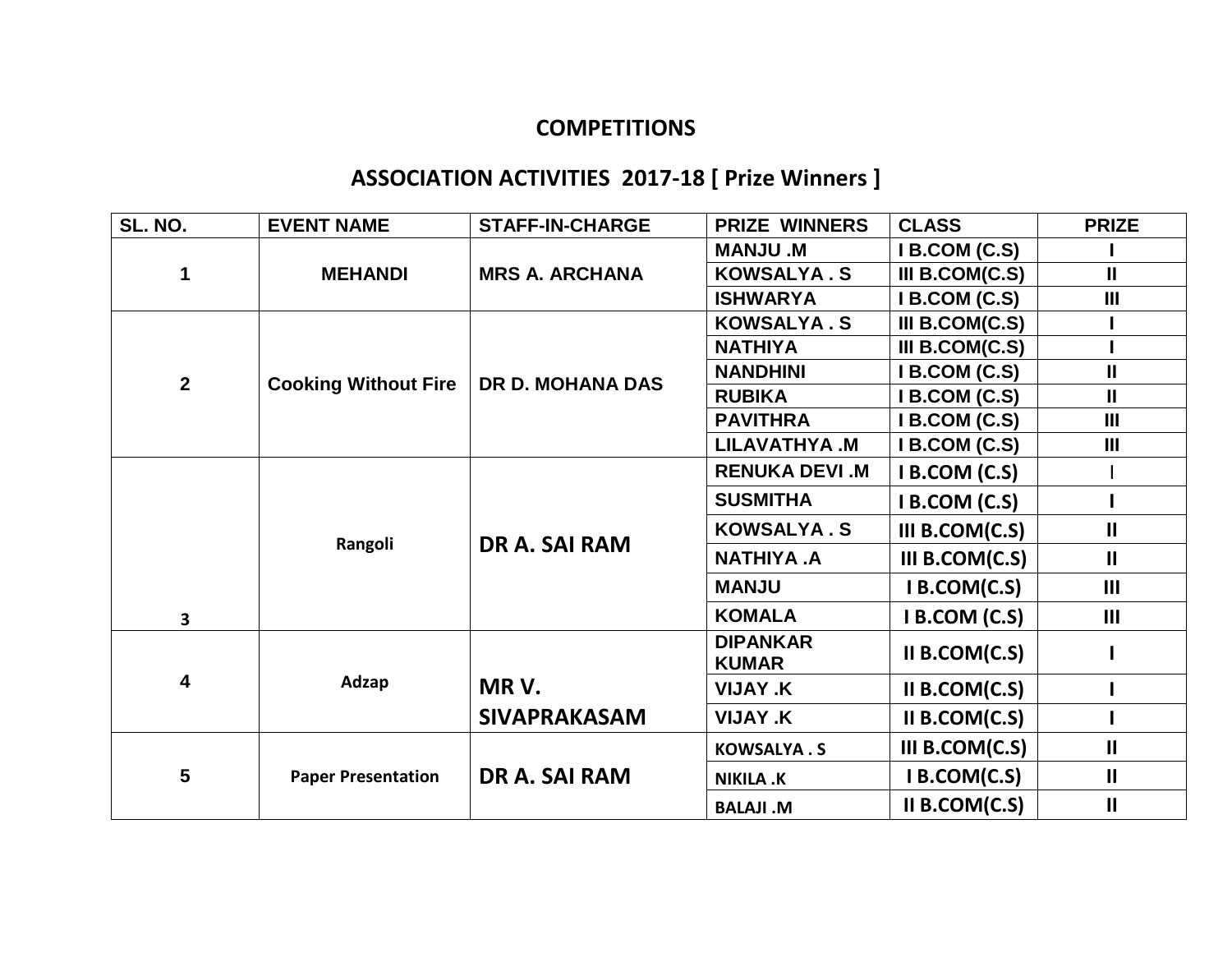## COMPETITIONS

## ASSOCIATION ACTIVITIES 2017-18 [ Prize Winners ]

| SL. NO. | EVENT NAME | STAFF-IN-CHARGE | PRIZE WINNERS | CLASS | PRIZE |
|---|---|---|---|---|---|
| 1 | MEHANDI | MRS A. ARCHANA | MANJU .M | I B.COM (C.S) | I |
| | | | KOWSALYA . S | III B.COM(C.S) | II |
| | | | ISHWARYA | I B.COM (C.S) | III |
| 2 | Cooking Without Fire | DR D. MOHANA DAS | KOWSALYA . S | III B.COM(C.S) | I |
| | | | NATHIYA | III B.COM(C.S) | I |
| | | | NANDHINI | I B.COM (C.S) | II |
| | | | RUBIKA | I B.COM (C.S) | II |
| | | | PAVITHRA | I B.COM (C.S) | III |
| | | | LILAVATHYA .M | I B.COM (C.S) | III |
| 3 | Rangoli | DR A. SAI RAM | RENUKA DEVI .M | I B.COM (C.S) | I |
| | | | SUSMITHA | I B.COM (C.S) | I |
| | | | KOWSALYA . S | III B.COM(C.S) | II |
| | | | NATHIYA .A | III B.COM(C.S) | II |
| | | | MANJU | I B.COM(C.S) | III |
| | | | KOMALA | I B.COM (C.S) | III |
| 4 | Adzap | MR V. SIVAPRAKASAM | DIPANKAR KUMAR | II B.COM(C.S) | I |
| | | | VIJAY .K | II B.COM(C.S) | I |
| | | | VIJAY .K | II B.COM(C.S) | I |
| 5 | Paper Presentation | DR A. SAI RAM | KOWSALYA . S | III B.COM(C.S) | II |
| | | | NIKILA .K | I B.COM(C.S) | II |
| | | | BALAJI .M | II B.COM(C.S) | II |